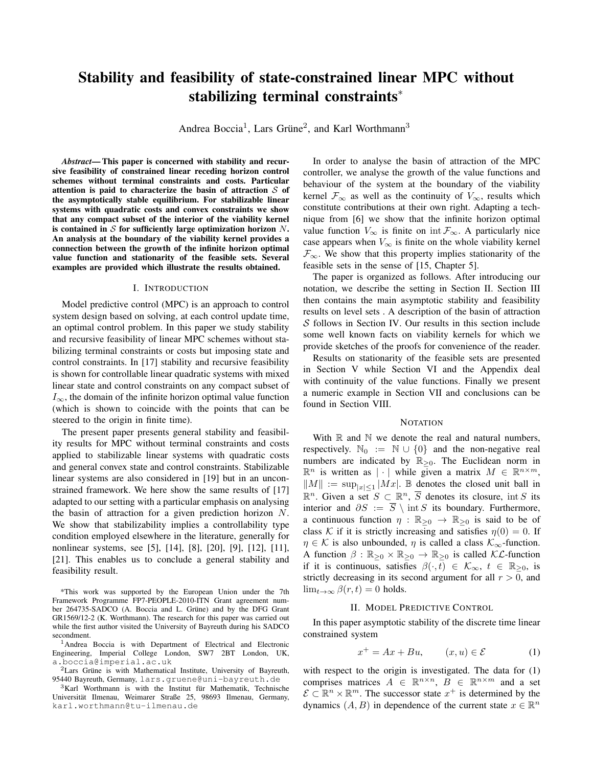# Stability and feasibility of state-constrained linear MPC without stabilizing terminal constraints*

Andrea Boccia[1], Lars Grüne[2], and Karl Worthmann[3]

***Abstract*— This paper is concerned with stability and recursive feasibility of constrained linear receding horizon control schemes without terminal constraints and costs. Particular attention is paid to characterize the basin of attraction $\mathcal{S}$ of the asymptotically stable equilibrium. For stabilizable linear systems with quadratic costs and convex constraints we show that any compact subset of the interior of the viability kernel is contained in $\mathcal{S}$ for sufficiently large optimization horizon $N$. An analysis at the boundary of the viability kernel provides a connection between the growth of the infinite horizon optimal value function and stationarity of the feasible sets. Several examples are provided which illustrate the results obtained.**

## I. Introduction

Model predictive control (MPC) is an approach to control system design based on solving, at each control update time, an optimal control problem. In this paper we study stability and recursive feasibility of linear MPC schemes without stabilizing terminal constraints or costs but imposing state and control constraints. In [17] stability and recursive feasibility is shown for controllable linear quadratic systems with mixed linear state and control constraints on any compact subset of $I_\infty$, the domain of the infinite horizon optimal value function (which is shown to coincide with the points that can be steered to the origin in finite time).

The present paper presents general stability and feasibility results for MPC without terminal constraints and costs applied to stabilizable linear systems with quadratic costs and general convex state and control constraints. Stabilizable linear systems are also considered in [19] but in an unconstrained framework. We here show the same results of [17] adapted to our setting with a particular emphasis on analysing the basin of attraction for a given prediction horizon $N$. We show that stabilizability implies a controllability type condition employed elsewhere in the literature, generally for nonlinear systems, see [5], [14], [8], [20], [9], [12], [11], [21]. This enables us to conclude a general stability and feasibility result.

In order to analyse the basin of attraction of the MPC controller, we analyse the growth of the value functions and behaviour of the system at the boundary of the viability kernel $\mathcal{F}_\infty$ as well as the continuity of $V_\infty$, results which constitute contributions at their own right. Adapting a technique from [6] we show that the infinite horizon optimal value function $V_\infty$ is finite on $\operatorname{int} \mathcal{F}_\infty$. A particularly nice case appears when $V_\infty$ is finite on the whole viability kernel $\mathcal{F}_\infty$. We show that this property implies stationarity of the feasible sets in the sense of [15, Chapter 5].

The paper is organized as follows. After introducing our notation, we describe the setting in Section II. Section III then contains the main asymptotic stability and feasibility results on level sets . A description of the basin of attraction $\mathcal{S}$ follows in Section IV. Our results in this section include some well known facts on viability kernels for which we provide sketches of the proofs for convenience of the reader.

Results on stationarity of the feasible sets are presented in Section V while Section VI and the Appendix deal with continuity of the value functions. Finally we present a numeric example in Section VII and conclusions can be found in Section VIII.

## Notation

With $\mathbb{R}$ and $\mathbb{N}$ we denote the real and natural numbers, respectively. $\mathbb{N}_0 := \mathbb{N} \cup \{0\}$ and the non-negative real numbers are indicated by $\mathbb{R}_{\geq 0}$. The Euclidean norm in $\mathbb{R}^n$ is written as $|\cdot|$ while given a matrix $M \in \mathbb{R}^{n \times m}$, $\|M\| := \sup_{|x| \leq 1} |Mx|$. $\mathbb{B}$ denotes the closed unit ball in $\mathbb{R}^n$. Given a set $S \subset \mathbb{R}^n$, $\overline{S}$ denotes its closure, $\operatorname{int} S$ its interior and $\partial S := \overline{S} \setminus \operatorname{int} S$ its boundary. Furthermore, a continuous function $\eta : \mathbb{R}_{\geq 0} \to \mathbb{R}_{\geq 0}$ is said to be of class $\mathcal{K}$ if it is strictly increasing and satisfies $\eta(0) = 0$. If $\eta \in \mathcal{K}$ is also unbounded, $\eta$ is called a class $\mathcal{K}_\infty$-function. A function $\beta : \mathbb{R}_{\geq 0} \times \mathbb{R}_{\geq 0} \to \mathbb{R}_{\geq 0}$ is called $\mathcal{KL}$-function if it is continuous, satisfies $\beta(\cdot, t) \in \mathcal{K}_\infty$, $t \in \mathbb{R}_{\geq 0}$, is strictly decreasing in its second argument for all $r > 0$, and $\lim_{t \to \infty} \beta(r, t) = 0$ holds.

## II. Model Predictive Control

In this paper asymptotic stability of the discrete time linear constrained system

$$x^+ = Ax + Bu, \qquad (x, u) \in \mathcal{E} \tag{1}$$

with respect to the origin is investigated. The data for (1) comprises matrices $A \in \mathbb{R}^{n \times n}$, $B \in \mathbb{R}^{n \times m}$ and a set $\mathcal{E} \subset \mathbb{R}^n \times \mathbb{R}^m$. The successor state $x^+$ is determined by the dynamics $(A, B)$ in dependence of the current state $x \in \mathbb{R}^n$

---

*This work was supported by the European Union under the 7th Framework Programme FP7-PEOPLE-2010-ITN Grant agreement number 264735-SADCO (A. Boccia and L. Grüne) and by the DFG Grant GR1569/12-2 (K. Worthmann). The research for this paper was carried out while the first author visited the University of Bayreuth during his SADCO secondment.

[1]Andrea Boccia is with Department of Electrical and Electronic Engineering, Imperial College London, SW7 2BT London, UK, a.boccia@imperial.ac.uk

[2]Lars Grüne is with Mathematical Institute, University of Bayreuth, 95440 Bayreuth, Germany, lars.gruene@uni-bayreuth.de

[3]Karl Worthmann is with the Institut für Mathematik, Technische Universität Ilmenau, Weimarer Straße 25, 98693 Ilmenau, Germany, karl.worthmann@tu-ilmenau.de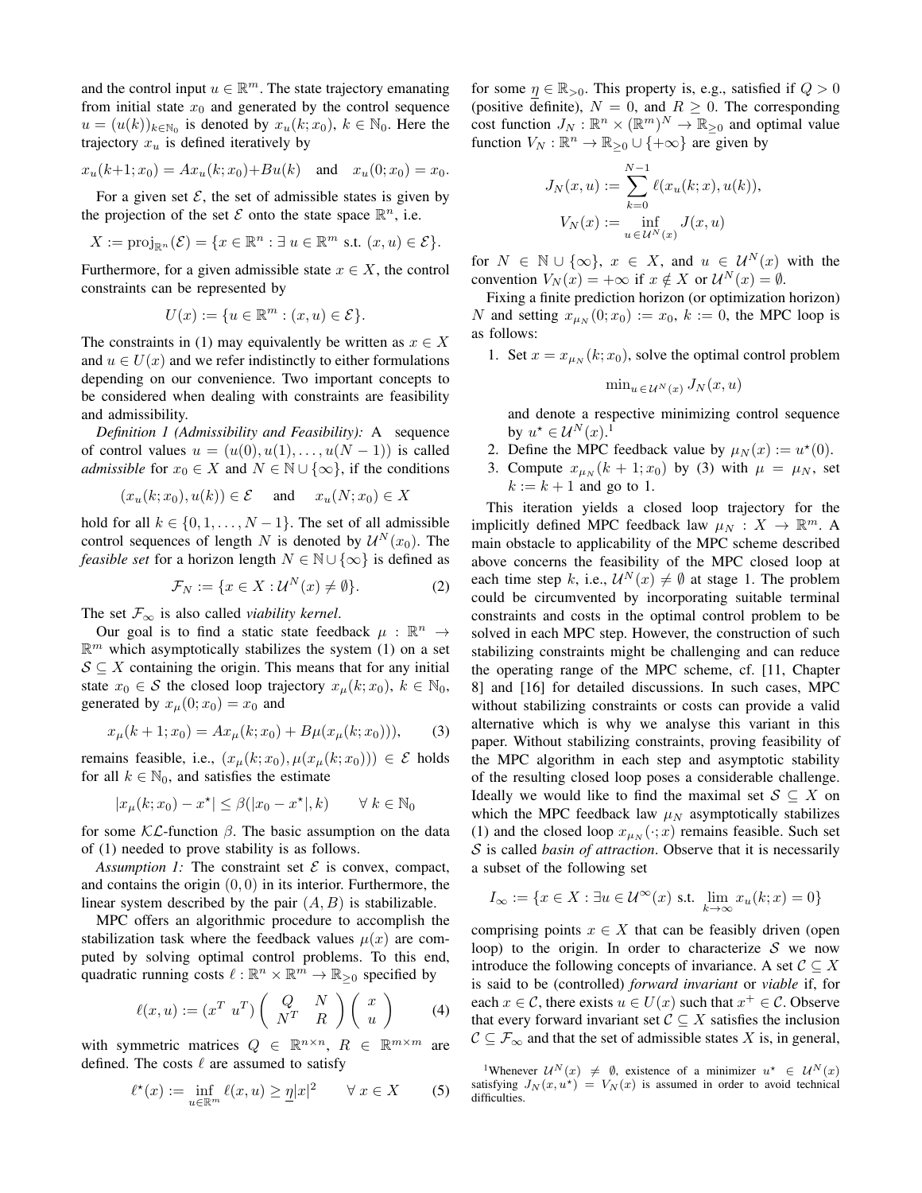and the control input $u \in \mathbb{R}^m$. The state trajectory emanating from initial state $x_0$ and generated by the control sequence $u = (u(k))_{k\in\mathbb{N}_0}$ is denoted by $x_u(k;x_0)$, $k \in \mathbb{N}_0$. Here the trajectory $x_u$ is defined iteratively by

$$x_u(k+1;x_0) = Ax_u(k;x_0)+Bu(k) \quad \text{and} \quad x_u(0;x_0) = x_0.$$

For a given set $\mathcal{E}$, the set of admissible states is given by the projection of the set $\mathcal{E}$ onto the state space $\mathbb{R}^n$, i.e.

$$X := \operatorname{proj}_{\mathbb{R}^n}(\mathcal{E}) = \{x \in \mathbb{R}^n : \exists\ u \in \mathbb{R}^m \text{ s.t. } (x,u) \in \mathcal{E}\}.$$

Furthermore, for a given admissible state $x \in X$, the control constraints can be represented by

$$U(x) := \{u \in \mathbb{R}^m : (x,u) \in \mathcal{E}\}.$$

The constraints in (1) may equivalently be written as $x \in X$ and $u \in U(x)$ and we refer indistinctly to either formulations depending on our convenience. Two important concepts to be considered when dealing with constraints are feasibility and admissibility.

*Definition 1 (Admissibility and Feasibility):* A sequence of control values $u = (u(0), u(1), \ldots, u(N-1))$ is called *admissible* for $x_0 \in X$ and $N \in \mathbb{N} \cup \{\infty\}$, if the conditions

$$(x_u(k;x_0), u(k)) \in \mathcal{E} \quad \text{and} \quad x_u(N;x_0) \in X$$

hold for all $k \in \{0, 1, \ldots, N-1\}$. The set of all admissible control sequences of length $N$ is denoted by $\mathcal{U}^N(x_0)$. The *feasible set* for a horizon length $N \in \mathbb{N}\cup\{\infty\}$ is defined as

$$\mathcal{F}_N := \{x \in X : \mathcal{U}^N(x) \neq \emptyset\}. \tag{2}$$

The set $\mathcal{F}_\infty$ is also called *viability kernel*.

Our goal is to find a static state feedback $\mu : \mathbb{R}^n \to \mathbb{R}^m$ which asymptotically stabilizes the system (1) on a set $\mathcal{S} \subseteq X$ containing the origin. This means that for any initial state $x_0 \in \mathcal{S}$ the closed loop trajectory $x_\mu(k;x_0)$, $k \in \mathbb{N}_0$, generated by $x_\mu(0;x_0) = x_0$ and

$$x_\mu(k+1;x_0) = Ax_\mu(k;x_0) + B\mu(x_\mu(k;x_0))), \tag{3}$$

remains feasible, i.e., $(x_\mu(k;x_0), \mu(x_\mu(k;x_0))) \in \mathcal{E}$ holds for all $k \in \mathbb{N}_0$, and satisfies the estimate

$$|x_\mu(k;x_0) - x^\star| \leq \beta(|x_0 - x^\star|, k) \qquad \forall\ k \in \mathbb{N}_0$$

for some $\mathcal{KL}$-function $\beta$. The basic assumption on the data of (1) needed to prove stability is as follows.

*Assumption 1:* The constraint set $\mathcal{E}$ is convex, compact, and contains the origin $(0,0)$ in its interior. Furthermore, the linear system described by the pair $(A,B)$ is stabilizable.

MPC offers an algorithmic procedure to accomplish the stabilization task where the feedback values $\mu(x)$ are computed by solving optimal control problems. To this end, quadratic running costs $\ell : \mathbb{R}^n \times \mathbb{R}^m \to \mathbb{R}_{\geq 0}$ specified by

$$\ell(x,u) := (x^T\ u^T) \begin{pmatrix} Q & N \\ N^T & R \end{pmatrix} \begin{pmatrix} x \\ u \end{pmatrix} \tag{4}$$

with symmetric matrices $Q \in \mathbb{R}^{n\times n}$, $R \in \mathbb{R}^{m\times m}$ are defined. The costs $\ell$ are assumed to satisfy

$$\ell^\star(x) := \inf_{u\in\mathbb{R}^m} \ell(x,u) \geq \underline{\eta}|x|^2 \qquad \forall\ x \in X \tag{5}$$

for some $\underline{\eta} \in \mathbb{R}_{>0}$. This property is, e.g., satisfied if $Q > 0$ (positive definite), $N = 0$, and $R \geq 0$. The corresponding cost function $J_N : \mathbb{R}^n \times (\mathbb{R}^m)^N \to \mathbb{R}_{\geq 0}$ and optimal value function $V_N : \mathbb{R}^n \to \mathbb{R}_{\geq 0} \cup \{+\infty\}$ are given by

$$J_N(x,u) := \sum_{k=0}^{N-1} \ell(x_u(k;x), u(k)),$$
$$V_N(x) := \inf_{u\in\mathcal{U}^N(x)} J(x,u)$$

for $N \in \mathbb{N} \cup \{\infty\}$, $x \in X$, and $u \in \mathcal{U}^N(x)$ with the convention $V_N(x) = +\infty$ if $x \notin X$ or $\mathcal{U}^N(x) = \emptyset$.

Fixing a finite prediction horizon (or optimization horizon) $N$ and setting $x_{\mu_N}(0;x_0) := x_0$, $k := 0$, the MPC loop is as follows:

1. Set $x = x_{\mu_N}(k;x_0)$, solve the optimal control problem

   $$\min_{u\in\mathcal{U}^N(x)} J_N(x,u)$$

   and denote a respective minimizing control sequence by $u^\star \in \mathcal{U}^N(x)$.[1]
2. Define the MPC feedback value by $\mu_N(x) := u^\star(0)$.
3. Compute $x_{\mu_N}(k+1;x_0)$ by (3) with $\mu = \mu_N$, set $k := k+1$ and go to 1.

This iteration yields a closed loop trajectory for the implicitly defined MPC feedback law $\mu_N : X \to \mathbb{R}^m$. A main obstacle to applicability of the MPC scheme described above concerns the feasibility of the MPC closed loop at each time step $k$, i.e., $\mathcal{U}^N(x) \neq \emptyset$ at stage 1. The problem could be circumvented by incorporating suitable terminal constraints and costs in the optimal control problem to be solved in each MPC step. However, the construction of such stabilizing constraints might be challenging and can reduce the operating range of the MPC scheme, cf. [11, Chapter 8] and [16] for detailed discussions. In such cases, MPC without stabilizing constraints or costs can provide a valid alternative which is why we analyse this variant in this paper. Without stabilizing constraints, proving feasibility of the MPC algorithm in each step and asymptotic stability of the resulting closed loop poses a considerable challenge. Ideally we would like to find the maximal set $\mathcal{S} \subseteq X$ on which the MPC feedback law $\mu_N$ asymptotically stabilizes (1) and the closed loop $x_{\mu_N}(\cdot;x)$ remains feasible. Such set $\mathcal{S}$ is called *basin of attraction*. Observe that it is necessarily a subset of the following set

$$I_\infty := \{x \in X : \exists u \in \mathcal{U}^\infty(x) \text{ s.t. } \lim_{k\to\infty} x_u(k;x) = 0\}$$

comprising points $x \in X$ that can be feasibly driven (open loop) to the origin. In order to characterize $\mathcal{S}$ we now introduce the following concepts of invariance. A set $\mathcal{C} \subseteq X$ is said to be (controlled) *forward invariant* or *viable* if, for each $x \in \mathcal{C}$, there exists $u \in U(x)$ such that $x^+ \in \mathcal{C}$. Observe that every forward invariant set $\mathcal{C} \subseteq X$ satisfies the inclusion $\mathcal{C} \subseteq \mathcal{F}_\infty$ and that the set of admissible states $X$ is, in general,

[1] Whenever $\mathcal{U}^N(x) \neq \emptyset$, existence of a minimizer $u^\star \in \mathcal{U}^N(x)$ satisfying $J_N(x,u^\star) = V_N(x)$ is assumed in order to avoid technical difficulties.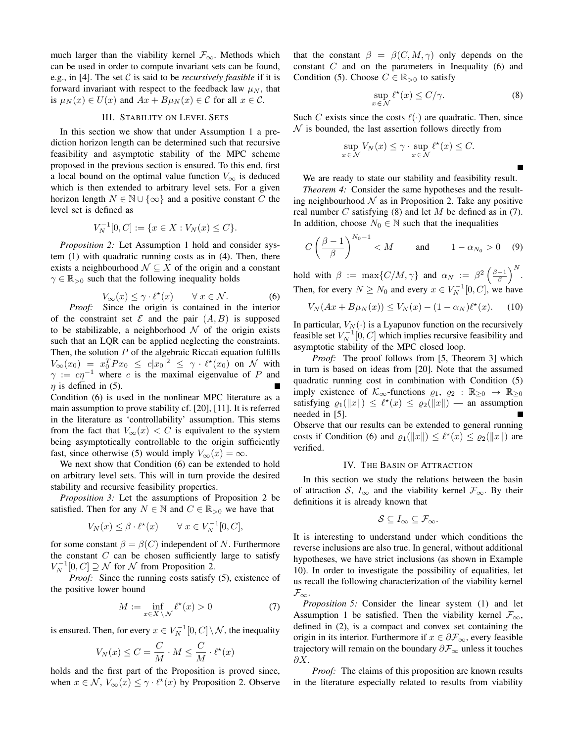much larger than the viability kernel $\mathcal{F}_\infty$. Methods which can be used in order to compute invariant sets can be found, e.g., in [4]. The set $\mathcal{C}$ is said to be *recursively feasible* if it is forward invariant with respect to the feedback law $\mu_N$, that is $\mu_N(x) \in U(x)$ and $Ax + B\mu_N(x) \in \mathcal{C}$ for all $x \in \mathcal{C}$.

## III. Stability on Level Sets

In this section we show that under Assumption 1 a prediction horizon length can be determined such that recursive feasibility and asymptotic stability of the MPC scheme proposed in the previous section is ensured. To this end, first a local bound on the optimal value function $V_\infty$ is deduced which is then extended to arbitrary level sets. For a given horizon length $N \in \mathbb{N} \cup \{\infty\}$ and a positive constant $C$ the level set is defined as

$$V_N^{-1}[0, C] := \{x \in X : V_N(x) \leq C\}.$$

*Proposition 2:* Let Assumption 1 hold and consider system (1) with quadratic running costs as in (4). Then, there exists a neighbourhood $\mathcal{N} \subseteq X$ of the origin and a constant $\gamma \in \mathbb{R}_{>0}$ such that the following inequality holds

$$V_\infty(x) \leq \gamma \cdot \ell^\star(x) \qquad \forall\, x \in \mathcal{N}. \tag{6}$$

*Proof:* Since the origin is contained in the interior of the constraint set $\mathcal{E}$ and the pair $(A, B)$ is supposed to be stabilizable, a neighborhood $\mathcal{N}$ of the origin exists such that an LQR can be applied neglecting the constraints. Then, the solution $P$ of the algebraic Riccati equation fulfills $V_\infty(x_0) = x_0^T P x_0 \leq c|x_0|^2 \leq \gamma \cdot \ell^\star(x_0)$ on $\mathcal{N}$ with $\gamma := c\eta^{-1}$ where $c$ is the maximal eigenvalue of $P$ and $\eta$ is defined in (5). ■

Condition (6) is used in the nonlinear MPC literature as a main assumption to prove stability cf. [20], [11]. It is referred in the literature as 'controllability' assumption. This stems from the fact that $V_\infty(x) < C$ is equivalent to the system being asymptotically controllable to the origin sufficiently fast, since otherwise (5) would imply $V_\infty(x) = \infty$.

We next show that Condition (6) can be extended to hold on arbitrary level sets. This will in turn provide the desired stability and recursive feasibility properties.

*Proposition 3:* Let the assumptions of Proposition 2 be satisfied. Then for any $N \in \mathbb{N}$ and $C \in \mathbb{R}_{>0}$ we have that

$$V_N(x) \leq \beta \cdot \ell^\star(x) \qquad \forall\, x \in V_N^{-1}[0, C],$$

for some constant $\beta = \beta(C)$ independent of $N$. Furthermore the constant $C$ can be chosen sufficiently large to satisfy $V_N^{-1}[0, C] \supseteq \mathcal{N}$ for $\mathcal{N}$ from Proposition 2.

*Proof:* Since the running costs satisfy (5), existence of the positive lower bound

$$M := \inf_{x \in X \setminus \mathcal{N}} \ell^\star(x) > 0 \tag{7}$$

is ensured. Then, for every $x \in V_N^{-1}[0, C] \setminus \mathcal{N}$, the inequality

$$V_N(x) \leq C = \frac{C}{M} \cdot M \leq \frac{C}{M} \cdot \ell^\star(x)$$

holds and the first part of the Proposition is proved since, when $x \in \mathcal{N}$, $V_\infty(x) \leq \gamma \cdot \ell^\star(x)$ by Proposition 2. Observe that the constant $\beta = \beta(C, M, \gamma)$ only depends on the constant $C$ and on the parameters in Inequality (6) and Condition (5). Choose $C \in \mathbb{R}_{>0}$ to satisfy

$$\sup_{x \in \mathcal{N}} \ell^\star(x) \leq C/\gamma. \tag{8}$$

Such $C$ exists since the costs $\ell(\cdot)$ are quadratic. Then, since $\mathcal{N}$ is bounded, the last assertion follows directly from

$$\sup_{x \in \mathcal{N}} V_N(x) \leq \gamma \cdot \sup_{x \in \mathcal{N}} \ell^\star(x) \leq C.$$

■

We are ready to state our stability and feasibility result.

*Theorem 4:* Consider the same hypotheses and the resulting neighbourhood $\mathcal{N}$ as in Proposition 2. Take any positive real number $C$ satisfying (8) and let $M$ be defined as in (7). In addition, choose $N_0 \in \mathbb{N}$ such that the inequalities

$$C\left(\frac{\beta - 1}{\beta}\right)^{N_0 - 1} < M \qquad \text{and} \qquad 1 - \alpha_{N_0} > 0 \tag{9}$$

hold with $\beta := \max\{C/M, \gamma\}$ and $\alpha_N := \beta^2 \left(\frac{\beta-1}{\beta}\right)^N$. Then, for every $N \geq N_0$ and every $x \in V_N^{-1}[0, C]$, we have

$$V_N(Ax + B\mu_N(x)) \leq V_N(x) - (1 - \alpha_N)\ell^\star(x). \tag{10}$$

In particular, $V_N(\cdot)$ is a Lyapunov function on the recursively feasible set $V_N^{-1}[0, C]$ which implies recursive feasibility and asymptotic stability of the MPC closed loop.

*Proof:* The proof follows from [5, Theorem 3] which in turn is based on ideas from [20]. Note that the assumed quadratic running cost in combination with Condition (5) imply existence of $\mathcal{K}_\infty$-functions $\varrho_1, \varrho_2 : \mathbb{R}_{\geq 0} \to \mathbb{R}_{\geq 0}$ satisfying $\varrho_1(\|x\|) \leq \ell^\star(x) \leq \varrho_2(\|x\|)$ — an assumption needed in [5]. ■

Observe that our results can be extended to general running costs if Condition (6) and $\varrho_1(\|x\|) \leq \ell^\star(x) \leq \varrho_2(\|x\|)$ are verified.

## IV. The Basin of Attraction

In this section we study the relations between the basin of attraction $\mathcal{S}$, $I_\infty$ and the viability kernel $\mathcal{F}_\infty$. By their definitions it is already known that

$$\mathcal{S} \subseteq I_\infty \subseteq \mathcal{F}_\infty.$$

It is interesting to understand under which conditions the reverse inclusions are also true. In general, without additional hypotheses, we have strict inclusions (as shown in Example 10). In order to investigate the possibility of equalities, let us recall the following characterization of the viability kernel $\mathcal{F}_\infty$.

*Proposition 5:* Consider the linear system (1) and let Assumption 1 be satisfied. Then the viability kernel $\mathcal{F}_\infty$, defined in (2), is a compact and convex set containing the origin in its interior. Furthermore if $x \in \partial\mathcal{F}_\infty$, every feasible trajectory will remain on the boundary $\partial\mathcal{F}_\infty$ unless it touches $\partial X$.

*Proof:* The claims of this proposition are known results in the literature especially related to results from viability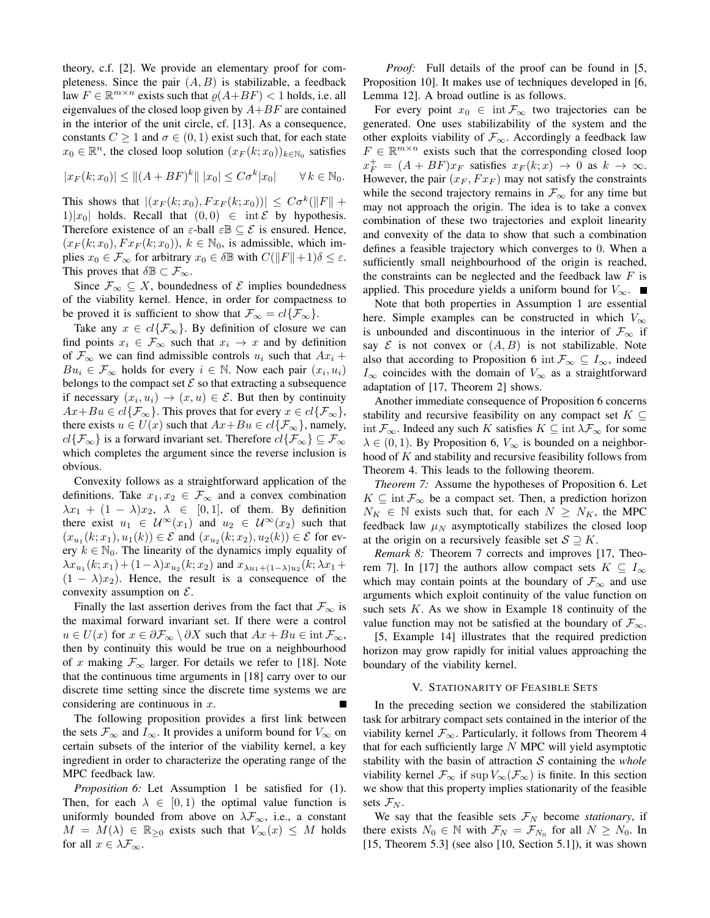theory, c.f. [2]. We provide an elementary proof for completeness. Since the pair $(A, B)$ is stabilizable, a feedback law $F \in \mathbb{R}^{m\times n}$ exists such that $\varrho(A+BF) < 1$ holds, i.e. all eigenvalues of the closed loop given by $A+BF$ are contained in the interior of the unit circle, cf. [13]. As a consequence, constants $C \geq 1$ and $\sigma \in (0, 1)$ exist such that, for each state $x_0 \in \mathbb{R}^n$, the closed loop solution $(x_F(k; x_0))_{k\in\mathbb{N}_0}$ satisfies

$$|x_F(k; x_0)| \leq \|(A + BF)^k\| \, |x_0| \leq C\sigma^k|x_0| \qquad \forall\, k \in \mathbb{N}_0.$$

This shows that $|(x_F(k; x_0), Fx_F(k; x_0))| \leq C\sigma^k(\|F\| + 1)|x_0|$ holds. Recall that $(0, 0) \in \operatorname{int}\mathcal{E}$ by hypothesis. Therefore existence of an $\varepsilon$-ball $\varepsilon\mathbb{B} \subseteq \mathcal{E}$ is ensured. Hence, $(x_F(k; x_0), Fx_F(k; x_0))$, $k \in \mathbb{N}_0$, is admissible, which implies $x_0 \in \mathcal{F}_\infty$ for arbitrary $x_0 \in \delta\mathbb{B}$ with $C(\|F\|+1)\delta \leq \varepsilon$. This proves that $\delta\mathbb{B} \subset \mathcal{F}_\infty$.

Since $\mathcal{F}_\infty \subseteq X$, boundedness of $\mathcal{E}$ implies boundedness of the viability kernel. Hence, in order for compactness to be proved it is sufficient to show that $\mathcal{F}_\infty = cl\{\mathcal{F}_\infty\}$.

Take any $x \in cl\{\mathcal{F}_\infty\}$. By definition of closure we can find points $x_i \in \mathcal{F}_\infty$ such that $x_i \to x$ and by definition of $\mathcal{F}_\infty$ we can find admissible controls $u_i$ such that $Ax_i + Bu_i \in \mathcal{F}_\infty$ holds for every $i \in \mathbb{N}$. Now each pair $(x_i, u_i)$ belongs to the compact set $\mathcal{E}$ so that extracting a subsequence if necessary $(x_i, u_i) \to (x, u) \in \mathcal{E}$. But then by continuity $Ax+Bu \in cl\{\mathcal{F}_\infty\}$. This proves that for every $x \in cl\{\mathcal{F}_\infty\}$, there exists $u \in U(x)$ such that $Ax+Bu \in cl\{\mathcal{F}_\infty\}$, namely, $cl\{\mathcal{F}_\infty\}$ is a forward invariant set. Therefore $cl\{\mathcal{F}_\infty\} \subseteq \mathcal{F}_\infty$ which completes the argument since the reverse inclusion is obvious.

Convexity follows as a straightforward application of the definitions. Take $x_1, x_2 \in \mathcal{F}_\infty$ and a convex combination $\lambda x_1 + (1 - \lambda)x_2$, $\lambda \in [0, 1]$, of them. By definition there exist $u_1 \in \mathcal{U}^\infty(x_1)$ and $u_2 \in \mathcal{U}^\infty(x_2)$ such that $(x_{u_1}(k; x_1), u_1(k)) \in \mathcal{E}$ and $(x_{u_2}(k; x_2), u_2(k)) \in \mathcal{E}$ for every $k \in \mathbb{N}_0$. The linearity of the dynamics imply equality of $\lambda x_{u_1}(k; x_1)+(1-\lambda)x_{u_2}(k; x_2)$ and $x_{\lambda u_1+(1-\lambda)u_2}(k; \lambda x_1 + (1 - \lambda)x_2)$. Hence, the result is a consequence of the convexity assumption on $\mathcal{E}$.

Finally the last assertion derives from the fact that $\mathcal{F}_\infty$ is the maximal forward invariant set. If there were a control $u \in U(x)$ for $x \in \partial\mathcal{F}_\infty \setminus \partial X$ such that $Ax + Bu \in \operatorname{int}\mathcal{F}_\infty$, then by continuity this would be true on a neighbourhood of $x$ making $\mathcal{F}_\infty$ larger. For details we refer to [18]. Note that the continuous time arguments in [18] carry over to our discrete time setting since the discrete time systems we are considering are continuous in $x$. ■

The following proposition provides a first link between the sets $\mathcal{F}_\infty$ and $I_\infty$. It provides a uniform bound for $V_\infty$ on certain subsets of the interior of the viability kernel, a key ingredient in order to characterize the operating range of the MPC feedback law.

*Proposition 6:* Let Assumption 1 be satisfied for (1). Then, for each $\lambda \in [0, 1)$ the optimal value function is uniformly bounded from above on $\lambda\mathcal{F}_\infty$, i.e., a constant $M = M(\lambda) \in \mathbb{R}_{\geq 0}$ exists such that $V_\infty(x) \leq M$ holds for all $x \in \lambda\mathcal{F}_\infty$.

*Proof:* Full details of the proof can be found in [5, Proposition 10]. It makes use of techniques developed in [6, Lemma 12]. A broad outline is as follows.

For every point $x_0 \in \operatorname{int}\mathcal{F}_\infty$ two trajectories can be generated. One uses stabilizability of the system and the other exploits viability of $\mathcal{F}_\infty$. Accordingly a feedback law $F \in \mathbb{R}^{m\times n}$ exists such that the corresponding closed loop $x_F^+ = (A + BF)x_F$ satisfies $x_F(k; x) \to 0$ as $k \to \infty$. However, the pair $(x_F, Fx_F)$ may not satisfy the constraints while the second trajectory remains in $\mathcal{F}_\infty$ for any time but may not approach the origin. The idea is to take a convex combination of these two trajectories and exploit linearity and convexity of the data to show that such a combination defines a feasible trajectory which converges to 0. When a sufficiently small neighbourhood of the origin is reached, the constraints can be neglected and the feedback law $F$ is applied. This procedure yields a uniform bound for $V_\infty$. ■

Note that both properties in Assumption 1 are essential here. Simple examples can be constructed in which $V_\infty$ is unbounded and discontinuous in the interior of $\mathcal{F}_\infty$ if say $\mathcal{E}$ is not convex or $(A, B)$ is not stabilizable. Note also that according to Proposition 6 $\operatorname{int}\mathcal{F}_\infty \subseteq I_\infty$, indeed $I_\infty$ coincides with the domain of $V_\infty$ as a straightforward adaptation of [17, Theorem 2] shows.

Another immediate consequence of Proposition 6 concerns stability and recursive feasibility on any compact set $K \subseteq \operatorname{int}\mathcal{F}_\infty$. Indeed any such $K$ satisfies $K \subseteq \operatorname{int}\lambda\mathcal{F}_\infty$ for some $\lambda \in (0, 1)$. By Proposition 6, $V_\infty$ is bounded on a neighborhood of $K$ and stability and recursive feasibility follows from Theorem 4. This leads to the following theorem.

*Theorem 7:* Assume the hypotheses of Proposition 6. Let $K \subseteq \operatorname{int}\mathcal{F}_\infty$ be a compact set. Then, a prediction horizon $N_K \in \mathbb{N}$ exists such that, for each $N \geq N_K$, the MPC feedback law $\mu_N$ asymptotically stabilizes the closed loop at the origin on a recursively feasible set $\mathcal{S} \supseteq K$.

*Remark 8:* Theorem 7 corrects and improves [17, Theorem 7]. In [17] the authors allow compact sets $K \subseteq I_\infty$ which may contain points at the boundary of $\mathcal{F}_\infty$ and use arguments which exploit continuity of the value function on such sets $K$. As we show in Example 18 continuity of the value function may not be satisfied at the boundary of $\mathcal{F}_\infty$.

[5, Example 14] illustrates that the required prediction horizon may grow rapidly for initial values approaching the boundary of the viability kernel.

## V. Stationarity of Feasible Sets

In the preceding section we considered the stabilization task for arbitrary compact sets contained in the interior of the viability kernel $\mathcal{F}_\infty$. Particularly, it follows from Theorem 4 that for each sufficiently large $N$ MPC will yield asymptotic stability with the basin of attraction $\mathcal{S}$ containing the *whole* viability kernel $\mathcal{F}_\infty$ if $\sup V_\infty(\mathcal{F}_\infty)$ is finite. In this section we show that this property implies stationarity of the feasible sets $\mathcal{F}_N$.

We say that the feasible sets $\mathcal{F}_N$ become *stationary*, if there exists $N_0 \in \mathbb{N}$ with $\mathcal{F}_N = \mathcal{F}_{N_0}$ for all $N \geq N_0$. In [15, Theorem 5.3] (see also [10, Section 5.1]), it was shown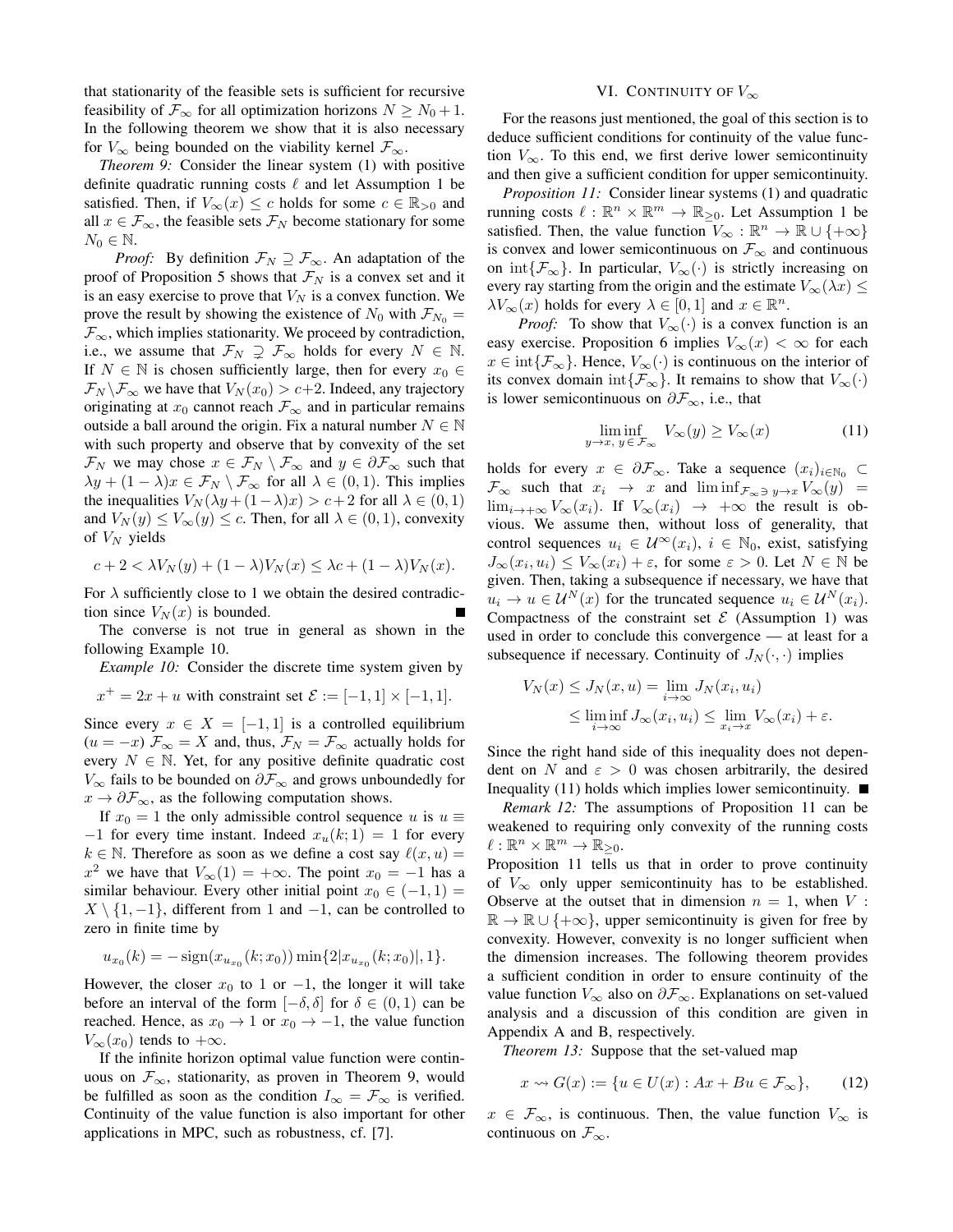that stationarity of the feasible sets is sufficient for recursive feasibility of $\mathcal{F}_\infty$ for all optimization horizons $N \geq N_0 + 1$. In the following theorem we show that it is also necessary for $V_\infty$ being bounded on the viability kernel $\mathcal{F}_\infty$.

*Theorem 9:* Consider the linear system (1) with positive definite quadratic running costs $\ell$ and let Assumption 1 be satisfied. Then, if $V_\infty(x) \leq c$ holds for some $c \in \mathbb{R}_{>0}$ and all $x \in \mathcal{F}_\infty$, the feasible sets $\mathcal{F}_N$ become stationary for some $N_0 \in \mathbb{N}$.

*Proof:* By definition $\mathcal{F}_N \supseteq \mathcal{F}_\infty$. An adaptation of the proof of Proposition 5 shows that $\mathcal{F}_N$ is a convex set and it is an easy exercise to prove that $V_N$ is a convex function. We prove the result by showing the existence of $N_0$ with $\mathcal{F}_{N_0} = \mathcal{F}_\infty$, which implies stationarity. We proceed by contradiction, i.e., we assume that $\mathcal{F}_N \supsetneq \mathcal{F}_\infty$ holds for every $N \in \mathbb{N}$. If $N \in \mathbb{N}$ is chosen sufficiently large, then for every $x_0 \in \mathcal{F}_N \setminus \mathcal{F}_\infty$ we have that $V_N(x_0) > c+2$. Indeed, any trajectory originating at $x_0$ cannot reach $\mathcal{F}_\infty$ and in particular remains outside a ball around the origin. Fix a natural number $N \in \mathbb{N}$ with such property and observe that by convexity of the set $\mathcal{F}_N$ we may chose $x \in \mathcal{F}_N \setminus \mathcal{F}_\infty$ and $y \in \partial\mathcal{F}_\infty$ such that $\lambda y + (1-\lambda)x \in \mathcal{F}_N \setminus \mathcal{F}_\infty$ for all $\lambda \in (0,1)$. This implies the inequalities $V_N(\lambda y + (1-\lambda)x) > c+2$ for all $\lambda \in (0,1)$ and $V_N(y) \leq V_\infty(y) \leq c$. Then, for all $\lambda \in (0,1)$, convexity of $V_N$ yields

$$c + 2 < \lambda V_N(y) + (1-\lambda)V_N(x) \leq \lambda c + (1-\lambda)V_N(x).$$

For $\lambda$ sufficiently close to 1 we obtain the desired contradiction since $V_N(x)$ is bounded. ∎

The converse is not true in general as shown in the following Example 10.

*Example 10:* Consider the discrete time system given by

$$x^+ = 2x + u \text{ with constraint set } \mathcal{E} := [-1,1] \times [-1,1].$$

Since every $x \in X = [-1,1]$ is a controlled equilibrium ($u = -x$) $\mathcal{F}_\infty = X$ and, thus, $\mathcal{F}_N = \mathcal{F}_\infty$ actually holds for every $N \in \mathbb{N}$. Yet, for any positive definite quadratic cost $V_\infty$ fails to be bounded on $\partial\mathcal{F}_\infty$ and grows unboundedly for $x \to \partial\mathcal{F}_\infty$, as the following computation shows.

If $x_0 = 1$ the only admissible control sequence $u$ is $u \equiv -1$ for every time instant. Indeed $x_u(k;1) = 1$ for every $k \in \mathbb{N}$. Therefore as soon as we define a cost say $\ell(x,u) = x^2$ we have that $V_\infty(1) = +\infty$. The point $x_0 = -1$ has a similar behaviour. Every other initial point $x_0 \in (-1,1) = X \setminus \{1,-1\}$, different from 1 and $-1$, can be controlled to zero in finite time by

$$u_{x_0}(k) = -\operatorname{sign}(x_{u_{x_0}}(k;x_0)) \min\{2|x_{u_{x_0}}(k;x_0)|, 1\}.$$

However, the closer $x_0$ to 1 or $-1$, the longer it will take before an interval of the form $[-\delta, \delta]$ for $\delta \in (0,1)$ can be reached. Hence, as $x_0 \to 1$ or $x_0 \to -1$, the value function $V_\infty(x_0)$ tends to $+\infty$.

If the infinite horizon optimal value function were continuous on $\mathcal{F}_\infty$, stationarity, as proven in Theorem 9, would be fulfilled as soon as the condition $I_\infty = \mathcal{F}_\infty$ is verified. Continuity of the value function is also important for other applications in MPC, such as robustness, cf. [7].

## VI. Continuity of $V_\infty$

For the reasons just mentioned, the goal of this section is to deduce sufficient conditions for continuity of the value function $V_\infty$. To this end, we first derive lower semicontinuity and then give a sufficient condition for upper semicontinuity.

*Proposition 11:* Consider linear systems (1) and quadratic running costs $\ell : \mathbb{R}^n \times \mathbb{R}^m \to \mathbb{R}_{\geq 0}$. Let Assumption 1 be satisfied. Then, the value function $V_\infty : \mathbb{R}^n \to \mathbb{R} \cup \{+\infty\}$ is convex and lower semicontinuous on $\mathcal{F}_\infty$ and continuous on $\operatorname{int}\{\mathcal{F}_\infty\}$. In particular, $V_\infty(\cdot)$ is strictly increasing on every ray starting from the origin and the estimate $V_\infty(\lambda x) \leq \lambda V_\infty(x)$ holds for every $\lambda \in [0,1]$ and $x \in \mathbb{R}^n$.

*Proof:* To show that $V_\infty(\cdot)$ is a convex function is an easy exercise. Proposition 6 implies $V_\infty(x) < \infty$ for each $x \in \operatorname{int}\{\mathcal{F}_\infty\}$. Hence, $V_\infty(\cdot)$ is continuous on the interior of its convex domain $\operatorname{int}\{\mathcal{F}_\infty\}$. It remains to show that $V_\infty(\cdot)$ is lower semicontinuous on $\partial\mathcal{F}_\infty$, i.e., that

$$\liminf_{y \to x,\, y \in \mathcal{F}_\infty} V_\infty(y) \geq V_\infty(x) \tag{11}$$

holds for every $x \in \partial\mathcal{F}_\infty$. Take a sequence $(x_i)_{i \in \mathbb{N}_0} \subset \mathcal{F}_\infty$ such that $x_i \to x$ and $\liminf_{\mathcal{F}_\infty \ni y \to x} V_\infty(y) = \lim_{i \to +\infty} V_\infty(x_i)$. If $V_\infty(x_i) \to +\infty$ the result is obvious. We assume then, without loss of generality, that control sequences $u_i \in \mathcal{U}^\infty(x_i)$, $i \in \mathbb{N}_0$, exist, satisfying $J_\infty(x_i, u_i) \leq V_\infty(x_i) + \varepsilon$, for some $\varepsilon > 0$. Let $N \in \mathbb{N}$ be given. Then, taking a subsequence if necessary, we have that $u_i \to u \in \mathcal{U}^N(x)$ for the truncated sequence $u_i \in \mathcal{U}^N(x_i)$. Compactness of the constraint set $\mathcal{E}$ (Assumption 1) was used in order to conclude this convergence — at least for a subsequence if necessary. Continuity of $J_N(\cdot,\cdot)$ implies

$$\begin{aligned} V_N(x) \leq J_N(x,u) &= \lim_{i \to \infty} J_N(x_i, u_i) \\ &\leq \liminf_{i \to \infty} J_\infty(x_i, u_i) \leq \lim_{x_i \to x} V_\infty(x_i) + \varepsilon. \end{aligned}$$

Since the right hand side of this inequality does not dependent on $N$ and $\varepsilon > 0$ was chosen arbitrarily, the desired Inequality (11) holds which implies lower semicontinuity. ∎

*Remark 12:* The assumptions of Proposition 11 can be weakened to requiring only convexity of the running costs $\ell : \mathbb{R}^n \times \mathbb{R}^m \to \mathbb{R}_{\geq 0}$.

Proposition 11 tells us that in order to prove continuity of $V_\infty$ only upper semicontinuity has to be established. Observe at the outset that in dimension $n = 1$, when $V : \mathbb{R} \to \mathbb{R} \cup \{+\infty\}$, upper semicontinuity is given for free by convexity. However, convexity is no longer sufficient when the dimension increases. The following theorem provides a sufficient condition in order to ensure continuity of the value function $V_\infty$ also on $\partial\mathcal{F}_\infty$. Explanations on set-valued analysis and a discussion of this condition are given in Appendix A and B, respectively.

*Theorem 13:* Suppose that the set-valued map

$$x \rightsquigarrow G(x) := \{u \in U(x) : Ax + Bu \in \mathcal{F}_\infty\}, \tag{12}$$

$x \in \mathcal{F}_\infty$, is continuous. Then, the value function $V_\infty$ is continuous on $\mathcal{F}_\infty$.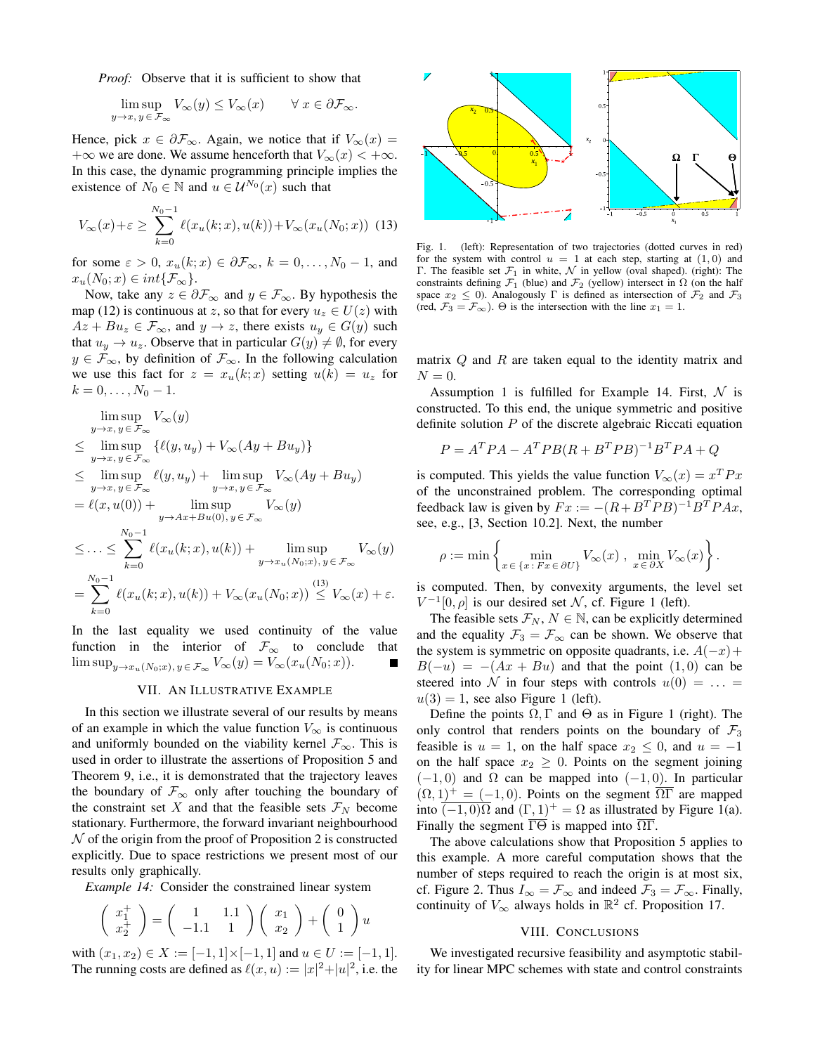*Proof:* Observe that it is sufficient to show that

$$\limsup_{y \to x,\, y \in \mathcal{F}_\infty} V_\infty(y) \leq V_\infty(x) \qquad \forall\, x \in \partial\mathcal{F}_\infty.$$

Hence, pick $x \in \partial\mathcal{F}_\infty$. Again, we notice that if $V_\infty(x) = +\infty$ we are done. We assume henceforth that $V_\infty(x) < +\infty$. In this case, the dynamic programming principle implies the existence of $N_0 \in \mathbb{N}$ and $u \in \mathcal{U}^{N_0}(x)$ such that

$$V_\infty(x) + \varepsilon \geq \sum_{k=0}^{N_0-1} \ell(x_u(k;x), u(k)) + V_\infty(x_u(N_0;x)) \quad (13)$$

for some $\varepsilon > 0$, $x_u(k;x) \in \partial\mathcal{F}_\infty$, $k = 0, \ldots, N_0 - 1$, and $x_u(N_0;x) \in int\{\mathcal{F}_\infty\}$.

Now, take any $z \in \partial\mathcal{F}_\infty$ and $y \in \mathcal{F}_\infty$. By hypothesis the map (12) is continuous at $z$, so that for every $u_z \in U(z)$ with $Az + Bu_z \in \mathcal{F}_\infty$, and $y \to z$, there exists $u_y \in G(y)$ such that $u_y \to u_z$. Observe that in particular $G(y) \neq \emptyset$, for every $y \in \mathcal{F}_\infty$, by definition of $\mathcal{F}_\infty$. In the following calculation we use this fact for $z = x_u(k;x)$ setting $u(k) = u_z$ for $k = 0, \ldots, N_0 - 1$.

$$\begin{aligned}
&\limsup_{y \to x,\, y \in \mathcal{F}_\infty} V_\infty(y) \\
\leq\; &\limsup_{y \to x,\, y \in \mathcal{F}_\infty} \{\ell(y, u_y) + V_\infty(Ay + Bu_y)\} \\
\leq\; &\limsup_{y \to x,\, y \in \mathcal{F}_\infty} \ell(y, u_y) + \limsup_{y \to x,\, y \in \mathcal{F}_\infty} V_\infty(Ay + Bu_y) \\
=\; &\ell(x, u(0)) + \limsup_{y \to Ax + Bu(0),\, y \in \mathcal{F}_\infty} V_\infty(y) \\
\leq\; &\ldots \leq \sum_{k=0}^{N_0-1} \ell(x_u(k;x), u(k)) + \limsup_{y \to x_u(N_0;x),\, y \in \mathcal{F}_\infty} V_\infty(y) \\
=\; &\sum_{k=0}^{N_0-1} \ell(x_u(k;x), u(k)) + V_\infty(x_u(N_0;x)) \overset{(13)}{\leq} V_\infty(x) + \varepsilon.
\end{aligned}$$

In the last equality we used continuity of the value function in the interior of $\mathcal{F}_\infty$ to conclude that $\limsup_{y \to x_u(N_0;x),\, y \in \mathcal{F}_\infty} V_\infty(y) = V_\infty(x_u(N_0;x))$. ∎

## VII. An Illustrative Example

In this section we illustrate several of our results by means of an example in which the value function $V_\infty$ is continuous and uniformly bounded on the viability kernel $\mathcal{F}_\infty$. This is used in order to illustrate the assertions of Proposition 5 and Theorem 9, i.e., it is demonstrated that the trajectory leaves the boundary of $\mathcal{F}_\infty$ only after touching the boundary of the constraint set $X$ and that the feasible sets $\mathcal{F}_N$ become stationary. Furthermore, the forward invariant neighbourhood $\mathcal{N}$ of the origin from the proof of Proposition 2 is constructed explicitly. Due to space restrictions we present most of our results only graphically.

*Example 14:* Consider the constrained linear system

$$\begin{pmatrix} x_1^+ \\ x_2^+ \end{pmatrix} = \begin{pmatrix} 1 & 1.1 \\ -1.1 & 1 \end{pmatrix} \begin{pmatrix} x_1 \\ x_2 \end{pmatrix} + \begin{pmatrix} 0 \\ 1 \end{pmatrix} u$$

with $(x_1, x_2) \in X := [-1,1] \times [-1,1]$ and $u \in U := [-1,1]$. The running costs are defined as $\ell(x,u) := |x|^2 + |u|^2$, i.e. the matrix $Q$ and $R$ are taken equal to the identity matrix and $N = 0$.

Fig. 1. (left): Representation of two trajectories (dotted curves in red) for the system with control $u = 1$ at each step, starting at $(1,0)$ and $\Gamma$. The feasible set $\mathcal{F}_1$ in white, $\mathcal{N}$ in yellow (oval shaped). (right): The constraints defining $\mathcal{F}_1$ (blue) and $\mathcal{F}_2$ (yellow) intersect in $\Omega$ (on the half space $x_2 \leq 0$). Analogously $\Gamma$ is defined as intersection of $\mathcal{F}_2$ and $\mathcal{F}_3$ (red, $\mathcal{F}_3 = \mathcal{F}_\infty$). $\Theta$ is the intersection with the line $x_1 = 1$.

Assumption 1 is fulfilled for Example 14. First, $\mathcal{N}$ is constructed. To this end, the unique symmetric and positive definite solution $P$ of the discrete algebraic Riccati equation

$$P = A^T PA - A^T PB(R + B^T PB)^{-1} B^T PA + Q$$

is computed. This yields the value function $V_\infty(x) = x^T Px$ of the unconstrained problem. The corresponding optimal feedback law is given by $Fx := -(R + B^T PB)^{-1} B^T PAx$, see, e.g., [3, Section 10.2]. Next, the number

$$\rho := \min\left\{ \min_{x \in \{x \,:\, Fx \in \partial U\}} V_\infty(x) \;,\; \min_{x \in \partial X} V_\infty(x) \right\}.$$

is computed. Then, by convexity arguments, the level set $V^{-1}[0, \rho]$ is our desired set $\mathcal{N}$, cf. Figure 1 (left).

The feasible sets $\mathcal{F}_N$, $N \in \mathbb{N}$, can be explicitly determined and the equality $\mathcal{F}_3 = \mathcal{F}_\infty$ can be shown. We observe that the system is symmetric on opposite quadrants, i.e. $A(-x) + B(-u) = -(Ax + Bu)$ and that the point $(1,0)$ can be steered into $\mathcal{N}$ in four steps with controls $u(0) = \ldots = u(3) = 1$, see also Figure 1 (left).

Define the points $\Omega, \Gamma$ and $\Theta$ as in Figure 1 (right). The only control that renders points on the boundary of $\mathcal{F}_3$ feasible is $u = 1$, on the half space $x_2 \leq 0$, and $u = -1$ on the half space $x_2 \geq 0$. Points on the segment joining $(-1,0)$ and $\Omega$ can be mapped into $(-1,0)$. In particular $(\Omega, 1)^+ = (-1,0)$. Points on the segment $\overline{\Omega\Gamma}$ are mapped into $\overline{(-1,0)\Omega}$ and $(\Gamma, 1)^+ = \Omega$ as illustrated by Figure 1(a). Finally the segment $\overline{\Gamma\Theta}$ is mapped into $\overline{\Omega\Gamma}$.

The above calculations show that Proposition 5 applies to this example. A more careful computation shows that the number of steps required to reach the origin is at most six, cf. Figure 2. Thus $I_\infty = \mathcal{F}_\infty$ and indeed $\mathcal{F}_3 = \mathcal{F}_\infty$. Finally, continuity of $V_\infty$ always holds in $\mathbb{R}^2$ cf. Proposition 17.

## VIII. Conclusions

We investigated recursive feasibility and asymptotic stability for linear MPC schemes with state and control constraints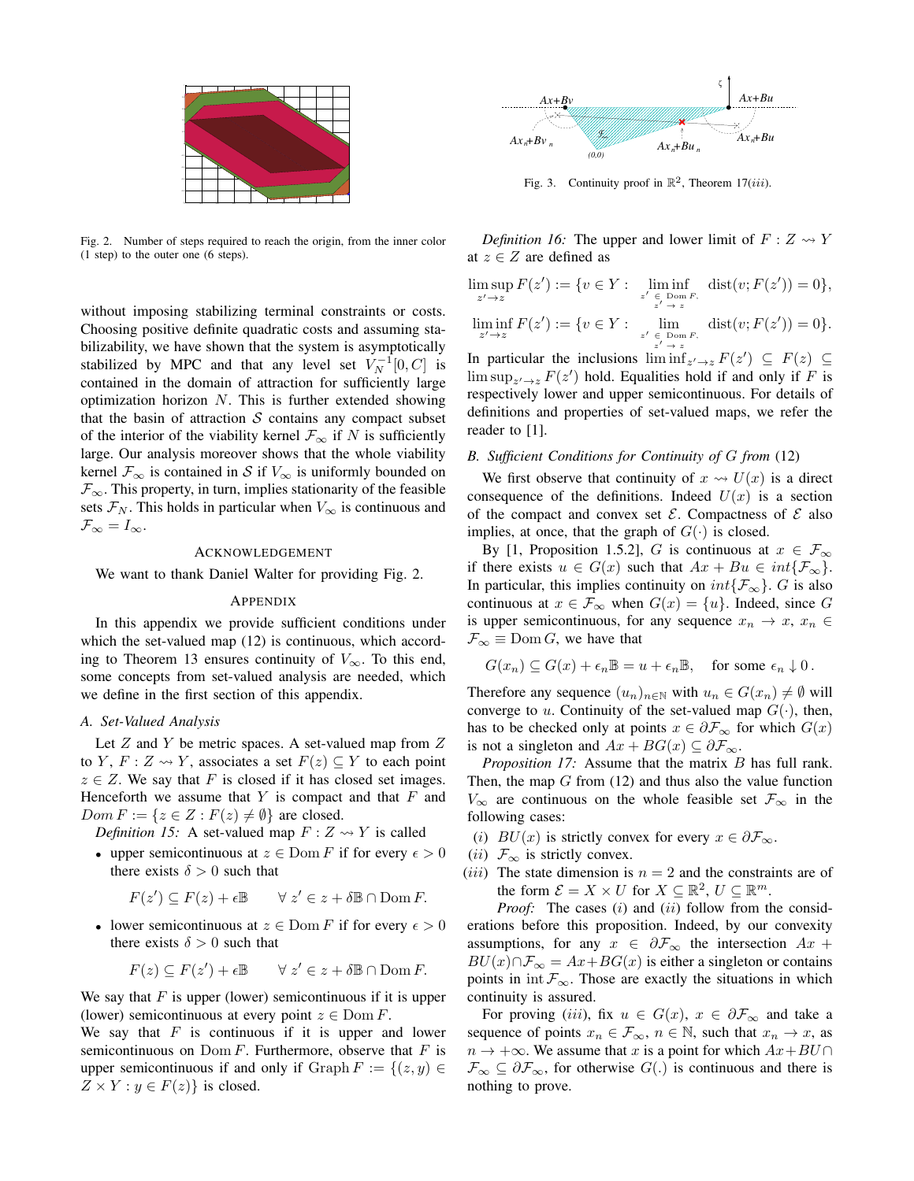Fig. 2. Number of steps required to reach the origin, from the inner color (1 step) to the outer one (6 steps).

Fig. 3. Continuity proof in $\mathbb{R}^2$, Theorem 17$(iii)$.

without imposing stabilizing terminal constraints or costs. Choosing positive definite quadratic costs and assuming stabilizability, we have shown that the system is asymptotically stabilized by MPC and that any level set $V_N^{-1}[0,C]$ is contained in the domain of attraction for sufficiently large optimization horizon $N$. This is further extended showing that the basin of attraction $\mathcal{S}$ contains any compact subset of the interior of the viability kernel $\mathcal{F}_\infty$ if $N$ is sufficiently large. Our analysis moreover shows that the whole viability kernel $\mathcal{F}_\infty$ is contained in $\mathcal{S}$ if $V_\infty$ is uniformly bounded on $\mathcal{F}_\infty$. This property, in turn, implies stationarity of the feasible sets $\mathcal{F}_N$. This holds in particular when $V_\infty$ is continuous and $\mathcal{F}_\infty = I_\infty$.

## Acknowledgement

We want to thank Daniel Walter for providing Fig. 2.

## Appendix

In this appendix we provide sufficient conditions under which the set-valued map (12) is continuous, which according to Theorem 13 ensures continuity of $V_\infty$. To this end, some concepts from set-valued analysis are needed, which we define in the first section of this appendix.

### A. Set-Valued Analysis

Let $Z$ and $Y$ be metric spaces. A set-valued map from $Z$ to $Y$, $F : Z \rightsquigarrow Y$, associates a set $F(z) \subseteq Y$ to each point $z \in Z$. We say that $F$ is closed if it has closed set images. Henceforth we assume that $Y$ is compact and that $F$ and $Dom\, F := \{z \in Z : F(z) \neq \emptyset\}$ are closed.

*Definition 15:* A set-valued map $F : Z \rightsquigarrow Y$ is called

- upper semicontinuous at $z \in \operatorname{Dom} F$ if for every $\epsilon > 0$ there exists $\delta > 0$ such that
$$F(z') \subseteq F(z) + \epsilon\mathbb{B} \qquad \forall\ z' \in z + \delta\mathbb{B} \cap \operatorname{Dom} F.$$
- lower semicontinuous at $z \in \operatorname{Dom} F$ if for every $\epsilon > 0$ there exists $\delta > 0$ such that
$$F(z) \subseteq F(z') + \epsilon\mathbb{B} \qquad \forall\ z' \in z + \delta\mathbb{B} \cap \operatorname{Dom} F.$$

We say that $F$ is upper (lower) semicontinuous if it is upper (lower) semicontinuous at every point $z \in \operatorname{Dom} F$.
We say that $F$ is continuous if it is upper and lower semicontinuous on $\operatorname{Dom} F$. Furthermore, observe that $F$ is upper semicontinuous if and only if $\operatorname{Graph} F := \{(z, y) \in Z \times Y : y \in F(z)\}$ is closed.

*Definition 16:* The upper and lower limit of $F : Z \rightsquigarrow Y$ at $z \in Z$ are defined as

$$\limsup_{z' \to z} F(z') := \{v \in Y : \liminf_{\substack{z' \in \operatorname{Dom} F, \\ z' \to z}} \operatorname{dist}(v; F(z')) = 0\},$$

$$\liminf_{z' \to z} F(z') := \{v \in Y : \lim_{\substack{z' \in \operatorname{Dom} F, \\ z' \to z}} \operatorname{dist}(v; F(z')) = 0\}.$$

In particular the inclusions $\liminf_{z' \to z} F(z') \subseteq F(z) \subseteq \limsup_{z' \to z} F(z')$ hold. Equalities hold if and only if $F$ is respectively lower and upper semicontinuous. For details of definitions and properties of set-valued maps, we refer the reader to [1].

### B. Sufficient Conditions for Continuity of G from (12)

We first observe that continuity of $x \rightsquigarrow U(x)$ is a direct consequence of the definitions. Indeed $U(x)$ is a section of the compact and convex set $\mathcal{E}$. Compactness of $\mathcal{E}$ also implies, at once, that the graph of $G(\cdot)$ is closed.

By [1, Proposition 1.5.2], $G$ is continuous at $x \in \mathcal{F}_\infty$ if there exists $u \in G(x)$ such that $Ax + Bu \in int\{\mathcal{F}_\infty\}$. In particular, this implies continuity on $int\{\mathcal{F}_\infty\}$. $G$ is also continuous at $x \in \mathcal{F}_\infty$ when $G(x) = \{u\}$. Indeed, since $G$ is upper semicontinuous, for any sequence $x_n \to x$, $x_n \in \mathcal{F}_\infty \equiv \operatorname{Dom} G$, we have that

$$G(x_n) \subseteq G(x) + \epsilon_n\mathbb{B} = u + \epsilon_n\mathbb{B}, \quad \text{for some } \epsilon_n \downarrow 0\,.$$

Therefore any sequence $(u_n)_{n\in\mathbb{N}}$ with $u_n \in G(x_n) \neq \emptyset$ will converge to $u$. Continuity of the set-valued map $G(\cdot)$, then, has to be checked only at points $x \in \partial\mathcal{F}_\infty$ for which $G(x)$ is not a singleton and $Ax + BG(x) \subseteq \partial\mathcal{F}_\infty$.

*Proposition 17:* Assume that the matrix $B$ has full rank. Then, the map $G$ from (12) and thus also the value function $V_\infty$ are continuous on the whole feasible set $\mathcal{F}_\infty$ in the following cases:

$(i)$ $BU(x)$ is strictly convex for every $x \in \partial\mathcal{F}_\infty$.
$(ii)$ $\mathcal{F}_\infty$ is strictly convex.
$(iii)$ The state dimension is $n = 2$ and the constraints are of the form $\mathcal{E} = X \times U$ for $X \subseteq \mathbb{R}^2$, $U \subseteq \mathbb{R}^m$.

*Proof:* The cases $(i)$ and $(ii)$ follow from the considerations before this proposition. Indeed, by our convexity assumptions, for any $x \in \partial\mathcal{F}_\infty$ the intersection $Ax + BU(x) \cap \mathcal{F}_\infty = Ax + BG(x)$ is either a singleton or contains points in $\operatorname{int}\mathcal{F}_\infty$. Those are exactly the situations in which continuity is assured.

For proving $(iii)$, fix $u \in G(x)$, $x \in \partial\mathcal{F}_\infty$ and take a sequence of points $x_n \in \mathcal{F}_\infty$, $n \in \mathbb{N}$, such that $x_n \to x$, as $n \to +\infty$. We assume that $x$ is a point for which $Ax + BU \cap \mathcal{F}_\infty \subseteq \partial\mathcal{F}_\infty$, for otherwise $G(.)$ is continuous and there is nothing to prove.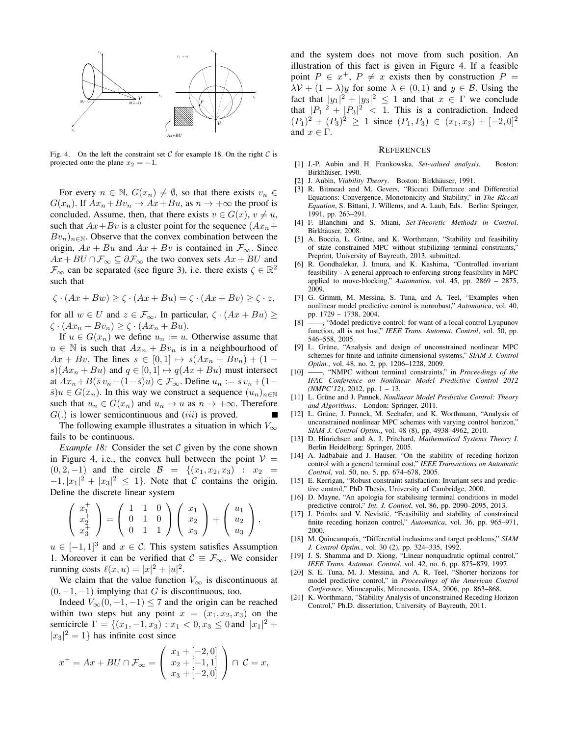Fig. 4. On the left the constraint set $\mathcal{C}$ for example 18. On the right $\mathcal{C}$ is projected onto the plane $x_2 = -1$.

For every $n \in \mathbb{N}$, $G(x_n) \neq \emptyset$, so that there exists $v_n \in G(x_n)$. If $Ax_n + Bv_n \to Ax + Bu$, as $n \to +\infty$ the proof is concluded. Assume, then, that there exists $v \in G(x)$, $v \neq u$, such that $Ax + Bv$ is a cluster point for the sequence $(Ax_n + Bv_n)_{n\in\mathbb{N}}$. Observe that the convex combination between the origin, $Ax + Bu$ and $Ax + Bv$ is contained in $\mathcal{F}_\infty$. Since $Ax + BU \cap \mathcal{F}_\infty \subseteq \partial\mathcal{F}_\infty$ the two convex sets $Ax + BU$ and $\mathcal{F}_\infty$ can be separated (see figure 3), i.e. there exists $\zeta \in \mathbb{R}^2$ such that

$$\zeta \cdot (Ax + Bw) \geq \zeta \cdot (Ax + Bu) = \zeta \cdot (Ax + Bv) \geq \zeta \cdot z,$$

for all $w \in U$ and $z \in \mathcal{F}_\infty$. In particular, $\zeta \cdot (Ax + Bu) \geq \zeta \cdot (Ax_n + Bv_n) \geq \zeta \cdot (Ax_n + Bu)$.

If $u \in G(x_n)$ we define $u_n := u$. Otherwise assume that $n \in \mathbb{N}$ is such that $Ax_n + Bv_n$ is in a neighbourhood of $Ax + Bv$. The lines $s \in [0,1] \mapsto s(Ax_n + Bv_n) + (1-s)(Ax_n + Bu)$ and $q \in [0,1] \mapsto q(Ax + Bu)$ must intersect at $Ax_n + B(\bar{s}\, v_n + (1-\bar{s})u) \in \mathcal{F}_\infty$. Define $u_n := \bar{s}\, v_n + (1-\bar{s})u \in G(x_n)$. In this way we construct a sequence $(u_n)_{n\in\mathbb{N}}$ such that $u_n \in G(x_n)$ and $u_n \to u$ as $n \to +\infty$. Therefore $G(.)$ is lower semicontinuous and $(iii)$ is proved. ∎

The following example illustrates a situation in which $V_\infty$ fails to be continuous.

*Example 18:* Consider the set $\mathcal{C}$ given by the cone shown in Figure 4, i.e., the convex hull between the point $\mathcal{V} = (0, 2, -1)$ and the circle $\mathcal{B} = \{(x_1, x_2, x_3) : x_2 = -1, |x_1|^2 + |x_3|^2 \leq 1\}$. Note that $\mathcal{C}$ contains the origin. Define the discrete linear system

$$\begin{pmatrix} x_1^+ \\ x_2^+ \\ x_3^+ \end{pmatrix} = \begin{pmatrix} 1 & 1 & 0 \\ 0 & 1 & 0 \\ 0 & 1 & 1 \end{pmatrix} \begin{pmatrix} x_1 \\ x_2 \\ x_3 \end{pmatrix} + \begin{pmatrix} u_1 \\ u_2 \\ u_3 \end{pmatrix},$$

$u \in [-1, 1]^3$ and $x \in \mathcal{C}$. This system satisfies Assumption 1. Moreover it can be verified that $\mathcal{C} \equiv \mathcal{F}_\infty$. We consider running costs $\ell(x, u) = |x|^2 + |u|^2$.

We claim that the value function $V_\infty$ is discontinuous at $(0, -1, -1)$ implying that $G$ is discontinuous, too.

Indeed $V_\infty(0, -1, -1) \leq 7$ and the origin can be reached within two steps but any point $x = (x_1, x_2, x_3)$ on the semicircle $\Gamma = \{(x_1, -1, x_3) : x_1 < 0, x_3 \leq 0 \text{ and } |x_1|^2 + |x_3|^2 = 1\}$ has infinite cost since

$$x^+ = Ax + BU \cap \mathcal{F}_\infty = \begin{pmatrix} x_1 + [-2, 0] \\ x_2 + [-1, 1] \\ x_3 + [-2, 0] \end{pmatrix} \cap\, \mathcal{C} = x,$$

and the system does not move from such position. An illustration of this fact is given in Figure 4. If a feasible point $P \in x^+$, $P \neq x$ exists then by construction $P = \lambda\mathcal{V} + (1-\lambda)y$ for some $\lambda \in (0, 1)$ and $y \in \mathcal{B}$. Using the fact that $|y_1|^2 + |y_3|^2 \leq 1$ and that $x \in \Gamma$ we conclude that $|P_1|^2 + |P_3|^2 < 1$. This is a contradiction. Indeed $(P_1)^2 + (P_3)^2 \geq 1$ since $(P_1, P_3) \in (x_1, x_3) + [-2, 0]^2$ and $x \in \Gamma$.

## References

[1] J.-P. Aubin and H. Frankowska, *Set-valued analysis*. Boston: Birkhäuser, 1990.

[2] J. Aubin, *Viability Theory*. Boston: Birkhäuser, 1991.

[3] R. Bitmead and M. Gevers, "Riccati Difference and Differential Equations: Convergence, Monotonicity and Stability," in *The Riccati Equation*, S. Bittani, J. Willems, and A. Laub, Eds. Berlin: Springer, 1991, pp. 263–291.

[4] F. Blanchini and S. Miani, *Set-Theoretic Methods in Control*. Birkhäuser, 2008.

[5] A. Boccia, L. Grüne, and K. Worthmann, "Stability and feasibility of state constrained MPC without stabilizing terminal constraints," Preprint, University of Bayreuth, 2013, submitted.

[6] R. Gondhalekar, J. Imura, and K. Kashima, "Controlled invariant feasibility - A general approach to enforcing strong feasibility in MPC applied to move-blocking," *Automatica*, vol. 45, pp. 2869 – 2875, 2009.

[7] G. Grimm, M. Messina, S. Tuna, and A. Teel, "Examples when nonlinear model predictive control is nonrobust," *Automatica*, vol. 40, pp. 1729 – 1738, 2004.

[8] ——, "Model predictive control: for want of a local control Lyapunov function, all is not lost," *IEEE Trans. Automat. Control*, vol. 50, pp. 546–558, 2005.

[9] L. Grüne, "Analysis and design of unconstrained nonlinear MPC schemes for finite and infinite dimensional systems," *SIAM J. Control Optim.*, vol. 48, no. 2, pp. 1206–1228, 2009.

[10] ——, "NMPC without terminal constraints," in *Proceedings of the IFAC Conference on Nonlinear Model Predictive Control 2012 (NMPC'12)*, 2012, pp. 1 – 13.

[11] L. Grüne and J. Pannek, *Nonlinear Model Predictive Control: Theory and Algorithms*. London: Springer, 2011.

[12] L. Grüne, J. Pannek, M. Seehafer, and K. Worthmann, "Analysis of unconstrained nonlinear MPC schemes with varying control horizon," *SIAM J. Control Optim.*, vol. 48 (8), pp. 4938–4962, 2010.

[13] D. Hinrichsen and A. J. Pritchard, *Mathematical Systems Theory I*. Berlin Heidelberg: Springer, 2005.

[14] A. Jadbabaie and J. Hauser, "On the stability of receding horizon control with a general terminal cost," *IEEE Transactions on Automatic Control*, vol. 50, no. 5, pp. 674–678, 2005.

[15] E. Kerrigan, "Robust constraint satisfaction: Invariant sets and predictive control," PhD Thesis, University of Cambridge, 2000.

[16] D. Mayne, "An apologia for stabilising terminal conditions in model predictive control," *Int. J. Control*, vol. 86, pp. 2090–2095, 2013.

[17] J. Primbs and V. Nevistić, "Feasibility and stability of constrained finite receding horizon control," *Automatica*, vol. 36, pp. 965–971, 2000.

[18] M. Quincampoix, "Differential inclusions and target problems," *SIAM J. Control Optim.*, vol. 30 (2), pp. 324–335, 1992.

[19] J. S. Shamma and D. Xiong, "Linear nonquadratic optimal control," *IEEE Trans. Automat. Control*, vol. 42, no. 6, pp. 875–879, 1997.

[20] S. E. Tuna, M. J. Messina, and A. R. Teel, "Shorter horizons for model predictive control," in *Proceedings of the American Control Conference*, Minneapolis, Minnesota, USA, 2006, pp. 863–868.

[21] K. Worthmann, "Stability Analysis of unconstrained Receding Horizon Control," Ph.D. dissertation, University of Bayreuth, 2011.